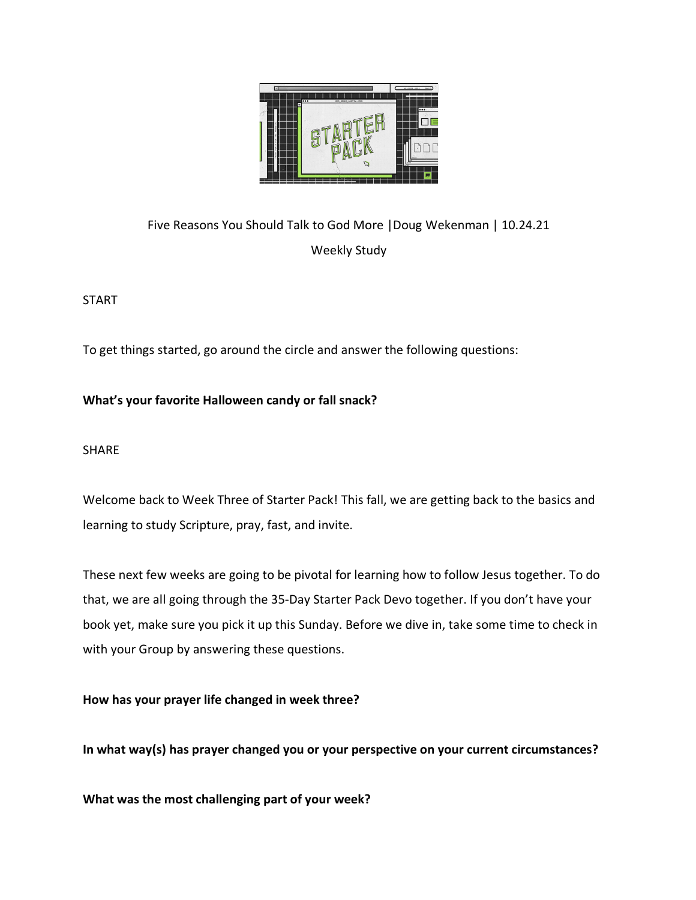Five Reasons You Should Talk to God More |Doug Wekenman | 10.24.21

Weekly Study

START

To get things started, go around the circle and answer the following questions:

**What's your favorite Halloween candy or fall snack?**

SHARE

Welcome back to Week Three of Starter Pack! This fall, we are getting back to the basics and learning to study Scripture, pray, fast, and invite.

These next few weeks are going to be pivotal for learning how to follow Jesus together. To do that, we are all going through the 35-Day Starter Pack Devo together. If you don't have your book yet, make sure you pick it up this Sunday. Before we dive in, take some time to check in with your Group by answering these questions.

**How has your prayer life changed in week three?**

**In what way(s) has prayer changed you or your perspective on your current circumstances?**

**What was the most challenging part of your week?**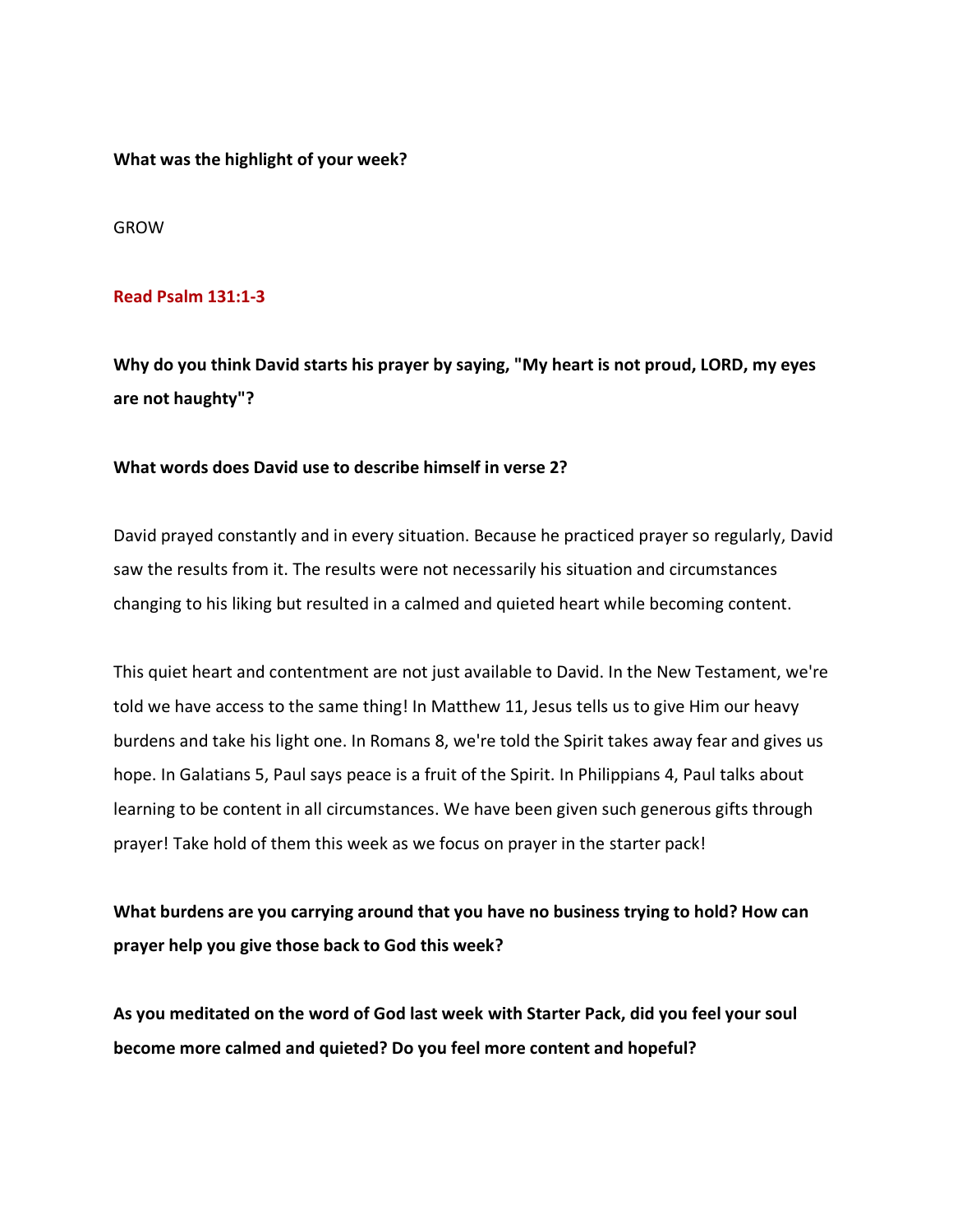**What was the highlight of your week?**

GROW

**Read Psalm 131:1-3**

**Why do you think David starts his prayer by saying, "My heart is not proud, LORD, my eyes are not haughty"?**

**What words does David use to describe himself in verse 2?**

David prayed constantly and in every situation. Because he practiced prayer so regularly, David saw the results from it. The results were not necessarily his situation and circumstances changing to his liking but resulted in a calmed and quieted heart while becoming content.

This quiet heart and contentment are not just available to David. In the New Testament, we're told we have access to the same thing! In Matthew 11, Jesus tells us to give Him our heavy burdens and take his light one. In Romans 8, we're told the Spirit takes away fear and gives us hope. In Galatians 5, Paul says peace is a fruit of the Spirit. In Philippians 4, Paul talks about learning to be content in all circumstances. We have been given such generous gifts through prayer! Take hold of them this week as we focus on prayer in the starter pack!

**What burdens are you carrying around that you have no business trying to hold? How can prayer help you give those back to God this week?**

**As you meditated on the word of God last week with Starter Pack, did you feel your soul become more calmed and quieted? Do you feel more content and hopeful?**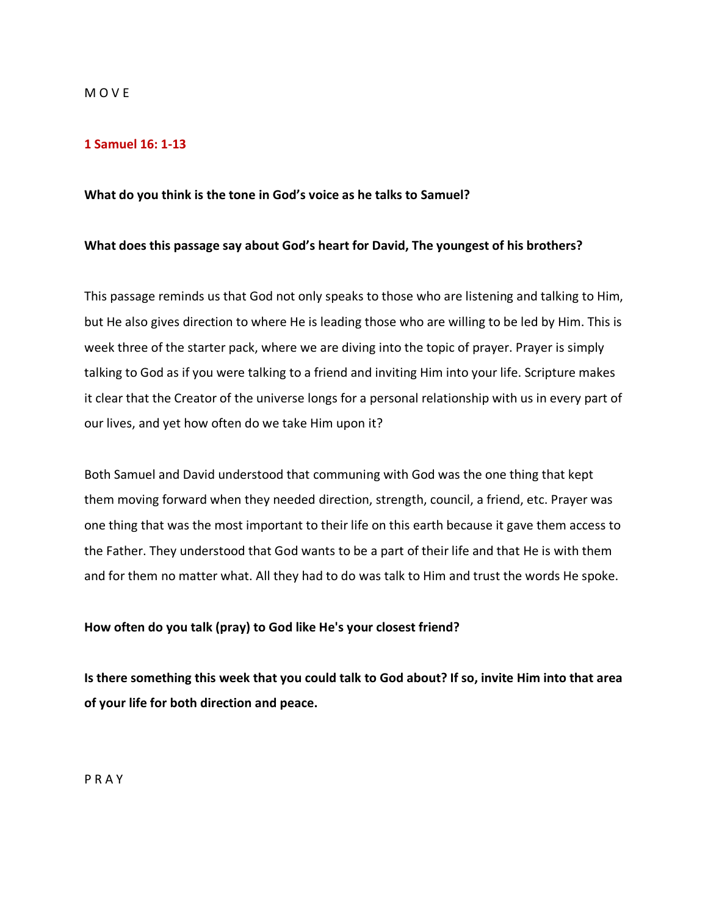M O V E

**1 Samuel 16: 1-13**

**What do you think is the tone in God's voice as he talks to Samuel?**

**What does this passage say about God's heart for David, The youngest of his brothers?**

This passage reminds us that God not only speaks to those who are listening and talking to Him, but He also gives direction to where He is leading those who are willing to be led by Him. This is week three of the starter pack, where we are diving into the topic of prayer. Prayer is simply talking to God as if you were talking to a friend and inviting Him into your life. Scripture makes it clear that the Creator of the universe longs for a personal relationship with us in every part of our lives, and yet how often do we take Him upon it?

Both Samuel and David understood that communing with God was the one thing that kept them moving forward when they needed direction, strength, council, a friend, etc. Prayer was one thing that was the most important to their life on this earth because it gave them access to the Father. They understood that God wants to be a part of their life and that He is with them and for them no matter what. All they had to do was talk to Him and trust the words He spoke.

**How often do you talk (pray) to God like He's your closest friend?**

**Is there something this week that you could talk to God about? If so, invite Him into that area of your life for both direction and peace.**

P R A Y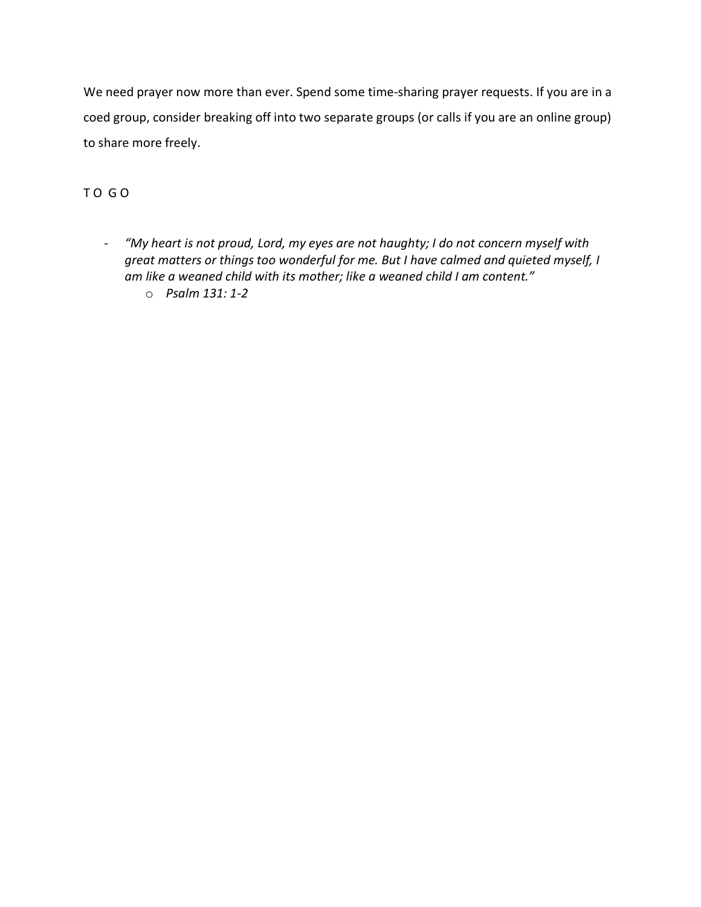We need prayer now more than ever. Spend some time-sharing prayer requests. If you are in a coed group, consider breaking off into two separate groups (or calls if you are an online group) to share more freely.

T O G O

- *"My heart is not proud, Lord, my eyes are not haughty; I do not concern myself with great matters or things too wonderful for me. But I have calmed and quieted myself, I am like a weaned child with its mother; like a weaned child I am content."*
    - *Psalm 131: 1-2*